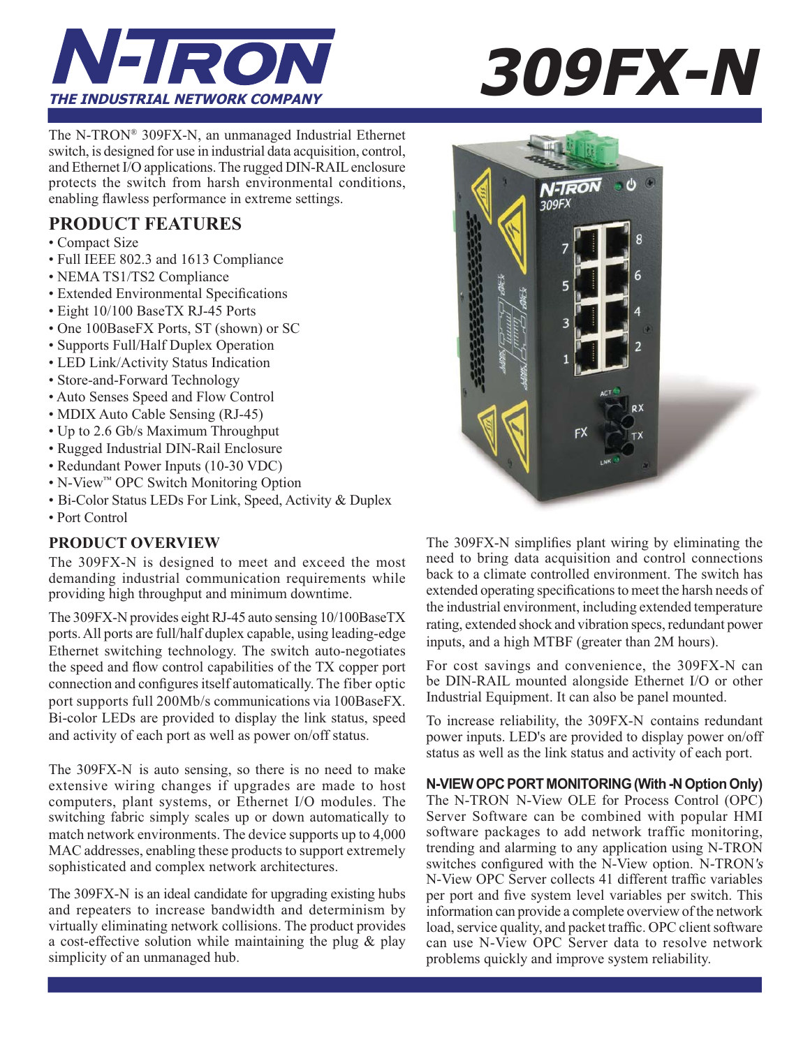# N-TRON

THE INDUSTRIAL NETWORK COMPANY

# 309FX-N

The N-TRON® 309FX-N, an unmanaged Industrial Ethernet switch, is designed for use in industrial data acquisition, control, and Ethernet I/O applications. The rugged DIN-RAIL enclosure protects the switch from harsh environmental conditions, enabling flawless performance in extreme settings.

## PRODUCT FEATURES

- Compact Size
- Full IEEE 802.3 and 1613 Compliance
- NEMA TS1/TS2 Compliance
- Extended Environmental Specifications
- Eight 10/100 BaseTX RJ-45 Ports
- One 100BaseFX Ports, ST (shown) or SC
- Supports Full/Half Duplex Operation
- LED Link/Activity Status Indication
- Store-and-Forward Technology
- Auto Senses Speed and Flow Control
- MDIX Auto Cable Sensing (RJ-45)
- Up to 2.6 Gb/s Maximum Throughput
- Rugged Industrial DIN-Rail Enclosure
- Redundant Power Inputs (10-30 VDC)
- N-View™ OPC Switch Monitoring Option
- Bi-Color Status LEDs For Link, Speed, Activity & Duplex
- Port Control

## PRODUCT OVERVIEW

The 309FX-N is designed to meet and exceed the most demanding industrial communication requirements while providing high throughput and minimum downtime.

The 309FX-N provides eight RJ-45 auto sensing 10/100BaseTX ports. All ports are full/half duplex capable, using leading-edge Ethernet switching technology. The switch auto-negotiates the speed and flow control capabilities of the TX copper port connection and configures itself automatically. The fiber optic port supports full 200Mb/s communications via 100BaseFX. Bi-color LEDs are provided to display the link status, speed and activity of each port as well as power on/off status.

The 309FX-N is auto sensing, so there is no need to make extensive wiring changes if upgrades are made to host computers, plant systems, or Ethernet I/O modules. The switching fabric simply scales up or down automatically to match network environments. The device supports up to 4,000 MAC addresses, enabling these products to support extremely sophisticated and complex network architectures.

The 309FX-N is an ideal candidate for upgrading existing hubs and repeaters to increase bandwidth and determinism by virtually eliminating network collisions. The product provides a cost-effective solution while maintaining the plug & play simplicity of an unmanaged hub.

The 309FX-N simplifies plant wiring by eliminating the need to bring data acquisition and control connections back to a climate controlled environment. The switch has extended operating specifications to meet the harsh needs of the industrial environment, including extended temperature rating, extended shock and vibration specs, redundant power inputs, and a high MTBF (greater than 2M hours).

For cost savings and convenience, the 309FX-N can be DIN-RAIL mounted alongside Ethernet I/O or other Industrial Equipment. It can also be panel mounted.

To increase reliability, the 309FX-N contains redundant power inputs. LED's are provided to display power on/off status as well as the link status and activity of each port.

### N-VIEW OPC PORT MONITORING (With -N Option Only)

The N-TRON N-View OLE for Process Control (OPC) Server Software can be combined with popular HMI software packages to add network traffic monitoring, trending and alarming to any application using N-TRON switches configured with the N-View option. N-TRON's N-View OPC Server collects 41 different traffic variables per port and five system level variables per switch. This information can provide a complete overview of the network load, service quality, and packet traffic. OPC client software can use N-View OPC Server data to resolve network problems quickly and improve system reliability.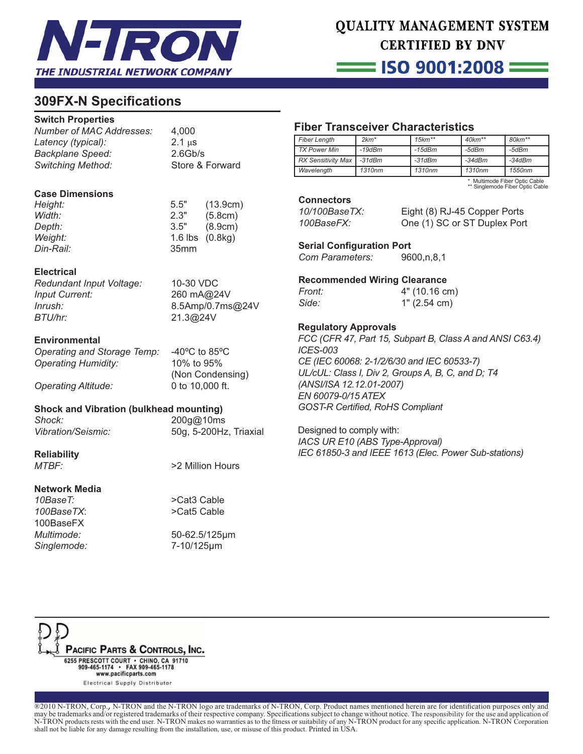# 309FX-N Specifications

### Switch Properties

| | |
|---|---|
| *Number of MAC Addresses:* | 4,000 |
| *Latency (typical):* | 2.1 µs |
| *Backplane Speed:* | 2.6Gb/s |
| *Switching Method:* | Store & Forward |

### Case Dimensions

| | | |
|---|---|---|
| *Height:* | 5.5" | (13.9cm) |
| *Width:* | 2.3" | (5.8cm) |
| *Depth:* | 3.5" | (8.9cm) |
| *Weight:* | 1.6 lbs | (0.8kg) |
| *Din-Rail:* | 35mm | |

### Electrical

| | |
|---|---|
| *Redundant Input Voltage:* | 10-30 VDC |
| *Input Current:* | 260 mA@24V |
| *Inrush:* | 8.5Amp/0.7ms@24V |
| *BTU/hr:* | 21.3@24V |

### Environmental

| | |
|---|---|
| *Operating and Storage Temp:* | -40ºC to 85ºC |
| *Operating Humidity:* | 10% to 95% (Non Condensing) |
| *Operating Altitude:* | 0 to 10,000 ft. |

### Shock and Vibration (bulkhead mounting)

| | |
|---|---|
| *Shock:* | 200g@10ms |
| *Vibration/Seismic:* | 50g, 5-200Hz, Triaxial |

### Reliability

| | |
|---|---|
| *MTBF:* | >2 Million Hours |

### Network Media

| | |
|---|---|
| *10BaseT:* | >Cat3 Cable |
| *100BaseTX:* | >Cat5 Cable |
| 100BaseFX | |
| *Multimode:* | 50-62.5/125µm |
| *Singlemode:* | 7-10/125µm |

## Fiber Transceiver Characteristics

| *Fiber Length* | *2km** | *15km*** | *40km*** | *80km*** |
|---|---|---|---|---|
| *TX Power Min* | *-19dBm* | *-15dBm* | *-5dBm* | *-5dBm* |
| *RX Sensitivity Max* | *-31dBm* | *-31dBm* | *-34dBm* | *-34dBm* |
| *Wavelength* | *1310nm* | *1310nm* | *1310nm* | *1550nm* |

\* Multimode Fiber Optic Cable
\*\* Singlemode Fiber Optic Cable

### Connectors

| | |
|---|---|
| *10/100BaseTX:* | Eight (8) RJ-45 Copper Ports |
| *100BaseFX:* | One (1) SC or ST Duplex Port |

### Serial Configuration Port

| | |
|---|---|
| *Com Parameters:* | 9600,n,8,1 |

### Recommended Wiring Clearance

| | |
|---|---|
| *Front:* | 4" (10.16 cm) |
| *Side:* | 1" (2.54 cm) |

### Regulatory Approvals

*FCC (CFR 47, Part 15, Subpart B, Class A and ANSI C63.4)*
*ICES-003*
*CE (IEC 60068: 2-1/2/6/30 and IEC 60533-7)*
*UL/cUL: Class I, Div 2, Groups A, B, C, and D; T4 (ANSI/ISA 12.12.01-2007)*
*EN 60079-0/15 ATEX*
*GOST-R Certified, RoHS Compliant*

Designed to comply with:
*IACS UR E10 (ABS Type-Approval)*
*IEC 61850-3 and IEEE 1613 (Elec. Power Sub-stations)*

PACIFIC PARTS & CONTROLS, INC.
6255 PRESCOTT COURT • CHINO, CA 91710
909-465-1174 • FAX 909-465-1178
www.pacificparts.com
Electrical Supply Distributor

®2010 N-TRON, Corp., N-TRON and the N-TRON logo are trademarks of N-TRON, Corp. Product names mentioned herein are for identification purposes only and may be trademarks and/or registered trademarks of their respective company. Specifications subject to change without notice. The responsibility for the use and application of N-TRON products rests with the end user. N-TRON makes no warranties as to the fitness or suitability of any N-TRON product for any specific application. N-TRON Corporation shall not be liable for any damage resulting from the installation, use, or misuse of this product. Printed in USA.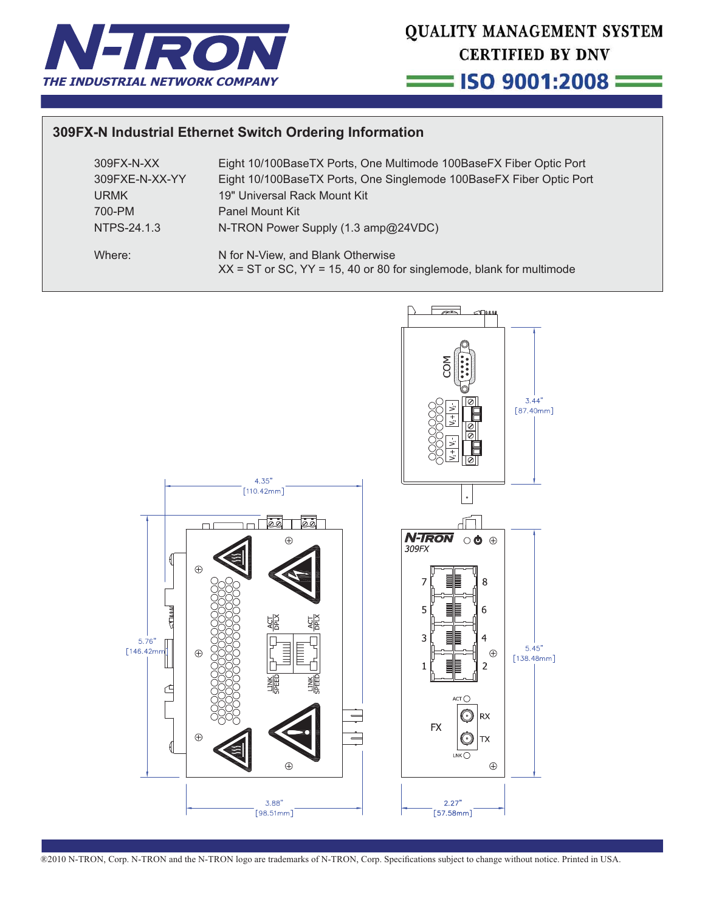## 309FX-N Industrial Ethernet Switch Ordering Information

| | |
|---|---|
| 309FX-N-XX | Eight 10/100BaseTX Ports, One Multimode 100BaseFX Fiber Optic Port |
| 309FXE-N-XX-YY | Eight 10/100BaseTX Ports, One Singlemode 100BaseFX Fiber Optic Port |
| URMK | 19" Universal Rack Mount Kit |
| 700-PM | Panel Mount Kit |
| NTPS-24.1.3 | N-TRON Power Supply (1.3 amp@24VDC) |
| Where: | N for N-View, and Blank Otherwise<br>XX = ST or SC, YY = 15, 40 or 80 for singlemode, blank for multimode |

4.35"
[110.42mm]

5.76"
[146.42mm]

3.88"
[98.51mm]

3.44"
[87.40mm]

5.45"
[138.48mm]

2.27"
[57.58mm]

COM

ACT DPLX

LINK SPEED

N-TRON 309FX

FX RX TX ACT LNK

®2010 N-TRON, Corp. N-TRON and the N-TRON logo are trademarks of N-TRON, Corp. Specifications subject to change without notice. Printed in USA.